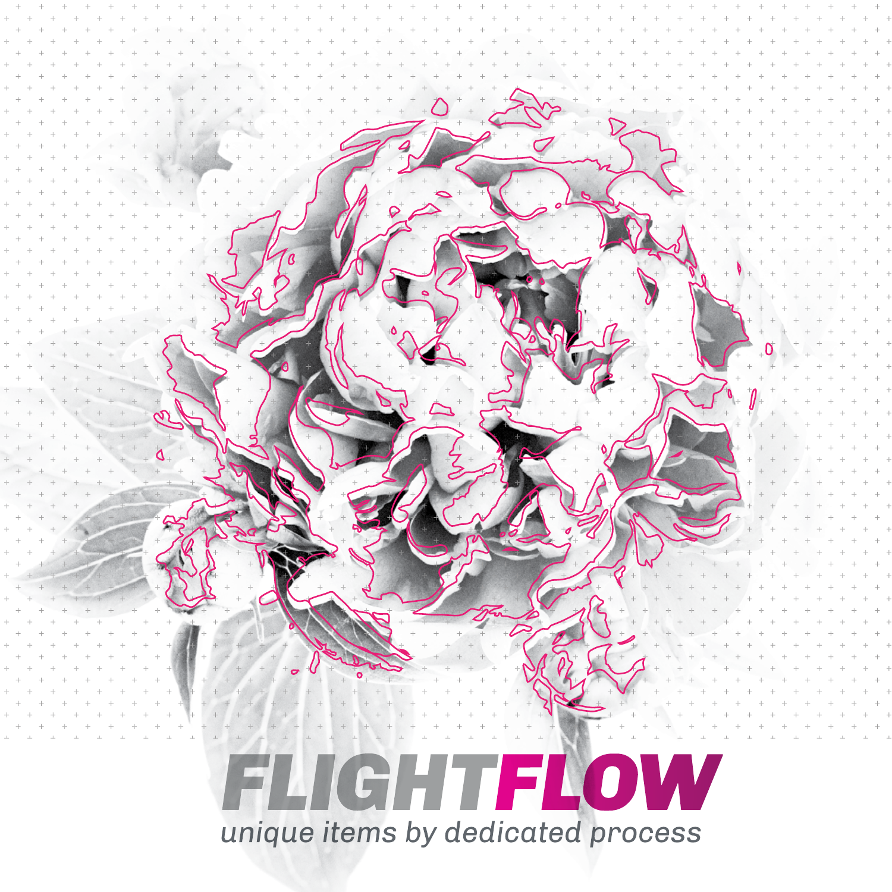# FLIGHTFLOW

*unique items by dedicated process*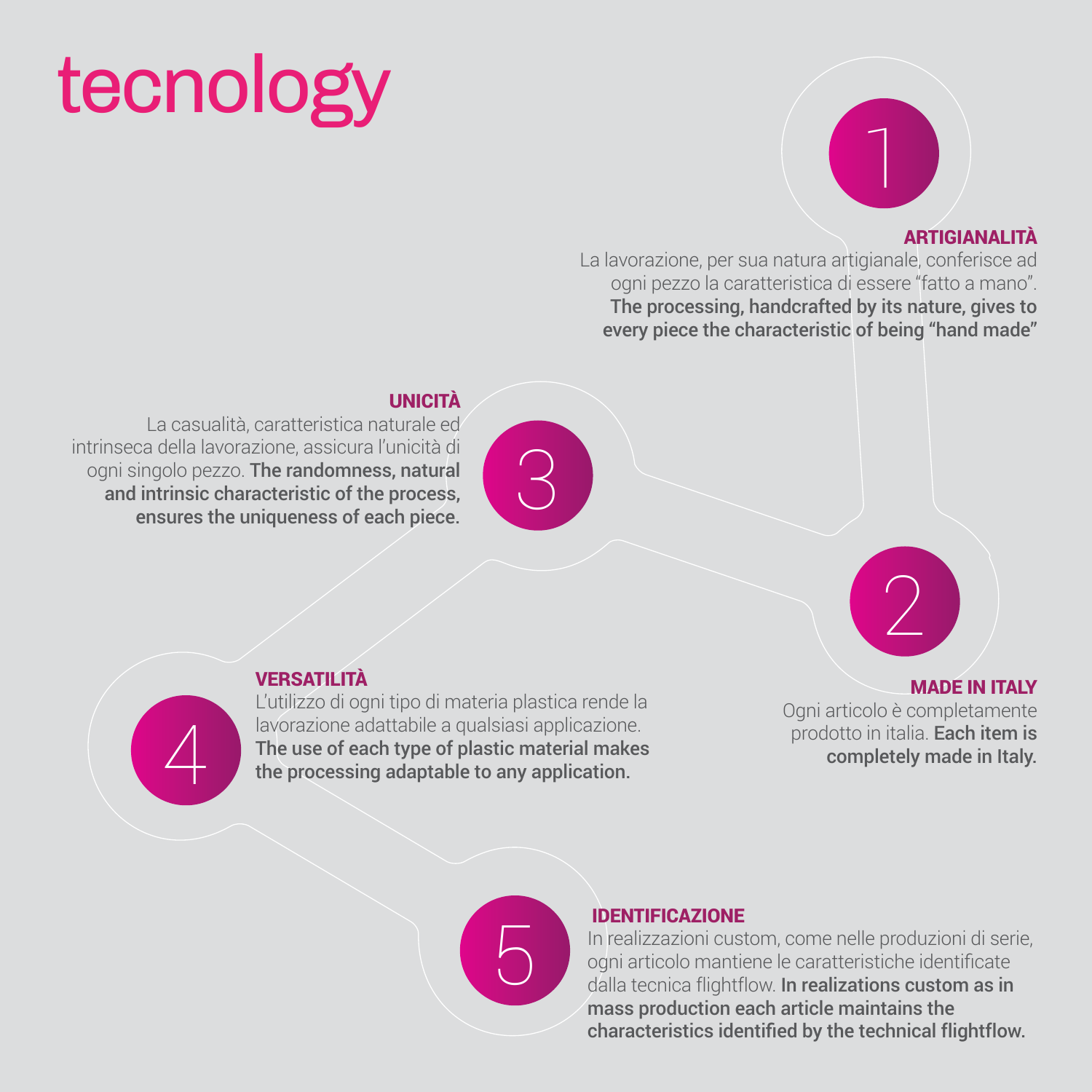# tecnology

## 1

### ARTIGIANALITÀ

La lavorazione, per sua natura artigianale, conferisce ad ogni pezzo la caratteristica di essere "fatto a mano". **The processing, handcrafted by its nature, gives to every piece the characteristic of being "hand made"**

## 2

### MADE IN ITALY

Ogni articolo è completamente prodotto in italia. **Each item is completely made in Italy.**

## 3

### UNICITÀ

La casualità, caratteristica naturale ed intrinseca della lavorazione, assicura l'unicità di ogni singolo pezzo. **The randomness, natural and intrinsic characteristic of the process, ensures the uniqueness of each piece.**

## 4

### VERSATILITÀ

L'utilizzo di ogni tipo di materia plastica rende la lavorazione adattabile a qualsiasi applicazione. **The use of each type of plastic material makes the processing adaptable to any application.**

## 5

### IDENTIFICAZIONE

In realizzazioni custom, come nelle produzioni di serie, ogni articolo mantiene le caratteristiche identificate dalla tecnica flightflow. **In realizations custom as in mass production each article maintains the characteristics identified by the technical flightflow.**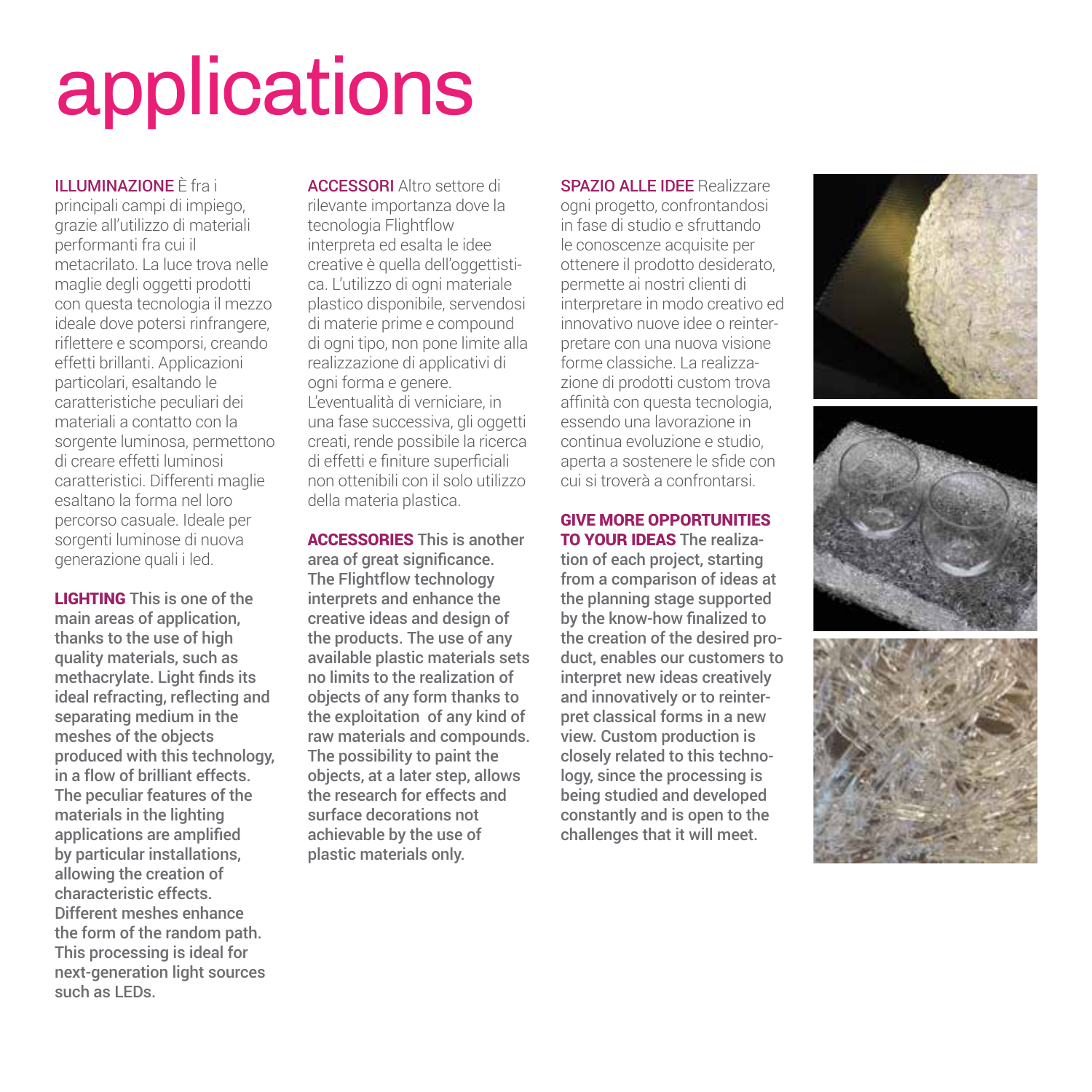# applications

**ILLUMINAZIONE** È fra i principali campi di impiego, grazie all'utilizzo di materiali performanti fra cui il metacrilato. La luce trova nelle maglie degli oggetti prodotti con questa tecnologia il mezzo ideale dove potersi rinfrangere, riflettere e scomporsi, creando effetti brillanti. Applicazioni particolari, esaltando le caratteristiche peculiari dei materiali a contatto con la sorgente luminosa, permettono di creare effetti luminosi caratteristici. Differenti maglie esaltano la forma nel loro percorso casuale. Ideale per sorgenti luminose di nuova generazione quali i led.

**LIGHTING** This is one of the main areas of application, thanks to the use of high quality materials, such as methacrylate. Light finds its ideal refracting, reflecting and separating medium in the meshes of the objects produced with this technology, in a flow of brilliant effects. The peculiar features of the materials in the lighting applications are amplified by particular installations, allowing the creation of characteristic effects. Different meshes enhance the form of the random path. This processing is ideal for next-generation light sources such as LEDs.

**ACCESSORI** Altro settore di rilevante importanza dove la tecnologia Flightflow interpreta ed esalta le idee creative è quella dell'oggettistica. L'utilizzo di ogni materiale plastico disponibile, servendosi di materie prime e compound di ogni tipo, non pone limite alla realizzazione di applicativi di ogni forma e genere. L'eventualità di verniciare, in una fase successiva, gli oggetti creati, rende possibile la ricerca di effetti e finiture superficiali non ottenibili con il solo utilizzo della materia plastica.

**ACCESSORIES** This is another area of great significance. The Flightflow technology interprets and enhance the creative ideas and design of the products. The use of any available plastic materials sets no limits to the realization of objects of any form thanks to the exploitation of any kind of raw materials and compounds. The possibility to paint the objects, at a later step, allows the research for effects and surface decorations not achievable by the use of plastic materials only.

**SPAZIO ALLE IDEE** Realizzare ogni progetto, confrontandosi in fase di studio e sfruttando le conoscenze acquisite per ottenere il prodotto desiderato, permette ai nostri clienti di interpretare in modo creativo ed innovativo nuove idee o reinterpretare con una nuova visione forme classiche. La realizzazione di prodotti custom trova affinità con questa tecnologia, essendo una lavorazione in continua evoluzione e studio, aperta a sostenere le sfide con cui si troverà a confrontarsi.

**GIVE MORE OPPORTUNITIES TO YOUR IDEAS** The realization of each project, starting from a comparison of ideas at the planning stage supported by the know-how finalized to the creation of the desired product, enables our customers to interpret new ideas creatively and innovatively or to reinterpret classical forms in a new view. Custom production is closely related to this technology, since the processing is being studied and developed constantly and is open to the challenges that it will meet.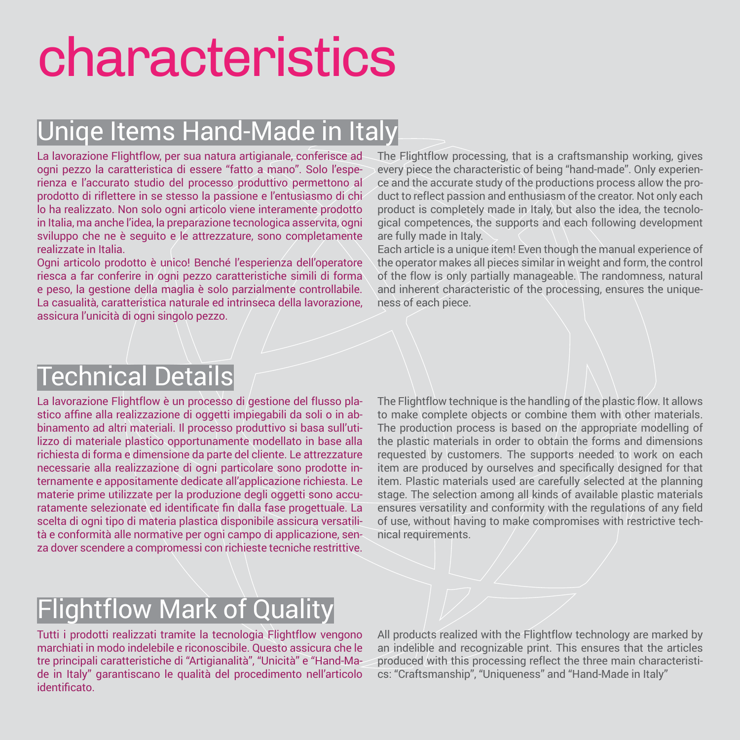# characteristics

## Uniqe Items Hand-Made in Italy

La lavorazione Flightflow, per sua natura artigianale, conferisce ad ogni pezzo la caratteristica di essere "fatto a mano". Solo l'esperienza e l'accurato studio del processo produttivo permettono al prodotto di riflettere in se stesso la passione e l'entusiasmo di chi lo ha realizzato. Non solo ogni articolo viene interamente prodotto in Italia, ma anche l'idea, la preparazione tecnologica asservita, ogni sviluppo che ne è seguito e le attrezzature, sono completamente realizzate in Italia.
Ogni articolo prodotto è unico! Benché l'esperienza dell'operatore riesca a far conferire in ogni pezzo caratteristiche simili di forma e peso, la gestione della maglia è solo parzialmente controllabile. La casualità, caratteristica naturale ed intrinseca della lavorazione, assicura l'unicità di ogni singolo pezzo.

The Flightflow processing, that is a craftsmanship working, gives every piece the characteristic of being "hand-made". Only experience and the accurate study of the productions process allow the product to reflect passion and enthusiasm of the creator. Not only each product is completely made in Italy, but also the idea, the tecnological competences, the supports and each following development are fully made in Italy.
Each article is a unique item! Even though the manual experience of the operator makes all pieces similar in weight and form, the control of the flow is only partially manageable. The randomness, natural and inherent characteristic of the processing, ensures the uniqueness of each piece.

## Technical Details

La lavorazione Flightflow è un processo di gestione del flusso plastico affine alla realizzazione di oggetti impiegabili da soli o in abbinamento ad altri materiali. Il processo produttivo si basa sull'utilizzo di materiale plastico opportunamente modellato in base alla richiesta di forma e dimensione da parte del cliente. Le attrezzature necessarie alla realizzazione di ogni particolare sono prodotte internamente e appositamente dedicate all'applicazione richiesta. Le materie prime utilizzate per la produzione degli oggetti sono accuratamente selezionate ed identificate fin dalla fase progettuale. La scelta di ogni tipo di materia plastica disponibile assicura versatilità e conformità alle normative per ogni campo di applicazione, senza dover scendere a compromessi con richieste tecniche restrittive.

The Flightflow technique is the handling of the plastic flow. It allows to make complete objects or combine them with other materials. The production process is based on the appropriate modelling of the plastic materials in order to obtain the forms and dimensions requested by customers. The supports needed to work on each item are produced by ourselves and specifically designed for that item. Plastic materials used are carefully selected at the planning stage. The selection among all kinds of available plastic materials ensures versatility and conformity with the regulations of any field of use, without having to make compromises with restrictive technical requirements.

## Flightflow Mark of Quality

Tutti i prodotti realizzati tramite la tecnologia Flightflow vengono marchiati in modo indelebile e riconoscibile. Questo assicura che le tre principali caratteristiche di "Artigianalità", "Unicità" e "Hand-Made in Italy" garantiscano le qualità del procedimento nell'articolo identificato.

All products realized with the Flightflow technology are marked by an indelible and recognizable print. This ensures that the articles produced with this processing reflect the three main characteristics: "Craftsmanship", "Uniqueness" and "Hand-Made in Italy"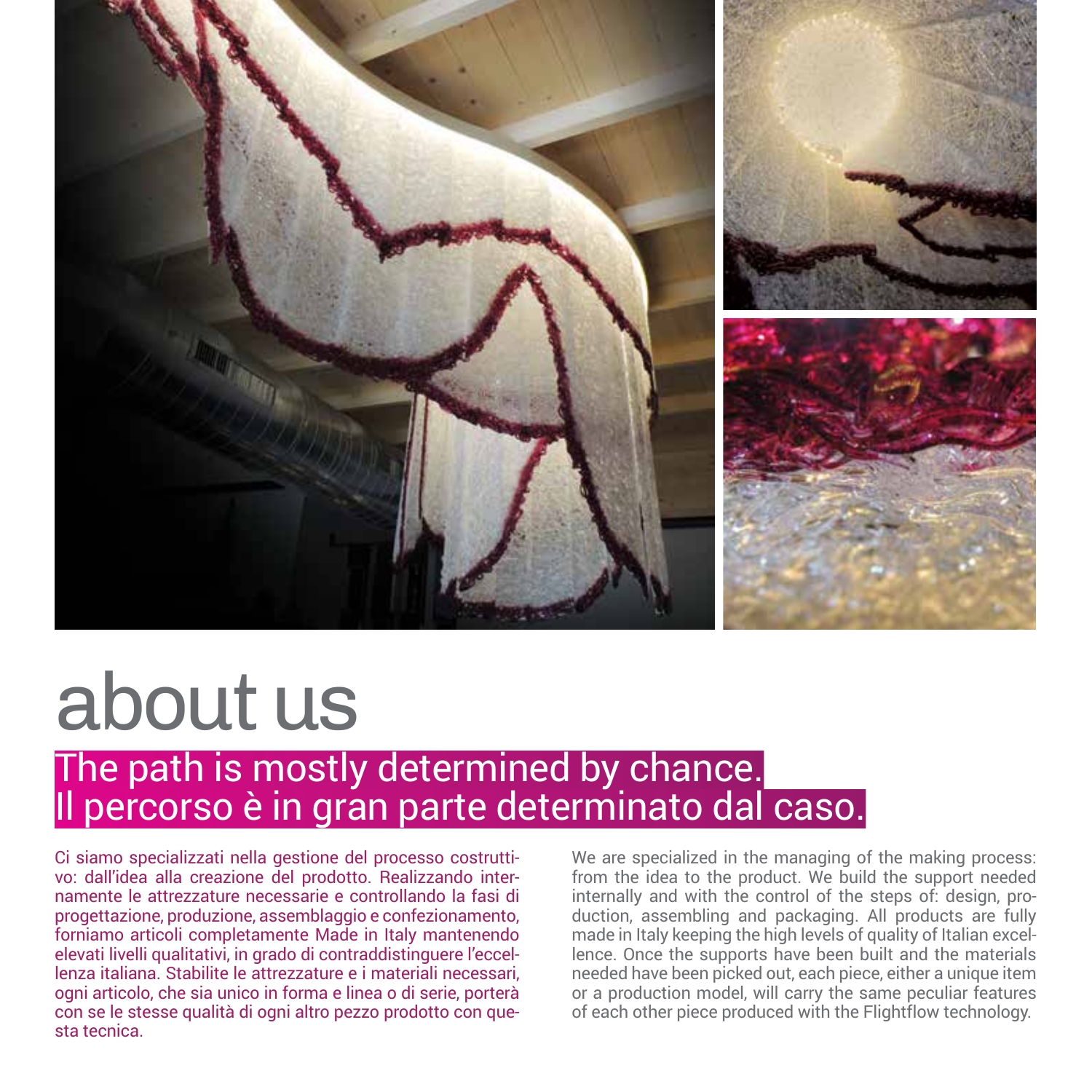# about us

## The path is mostly determined by chance.
## Il percorso è in gran parte determinato dal caso.

Ci siamo specializzati nella gestione del processo costruttivo: dall'idea alla creazione del prodotto. Realizzando internamente le attrezzature necessarie e controllando la fasi di progettazione, produzione, assemblaggio e confezionamento, forniamo articoli completamente Made in Italy mantenendo elevati livelli qualitativi, in grado di contraddistinguere l'eccellenza italiana. Stabilite le attrezzature e i materiali necessari, ogni articolo, che sia unico in forma e linea o di serie, porterà con se le stesse qualità di ogni altro pezzo prodotto con questa tecnica.

We are specialized in the managing of the making process: from the idea to the product. We build the support needed internally and with the control of the steps of: design, production, assembling and packaging. All products are fully made in Italy keeping the high levels of quality of Italian excellence. Once the supports have been built and the materials needed have been picked out, each piece, either a unique item or a production model, will carry the same peculiar features of each other piece produced with the Flightflow technology.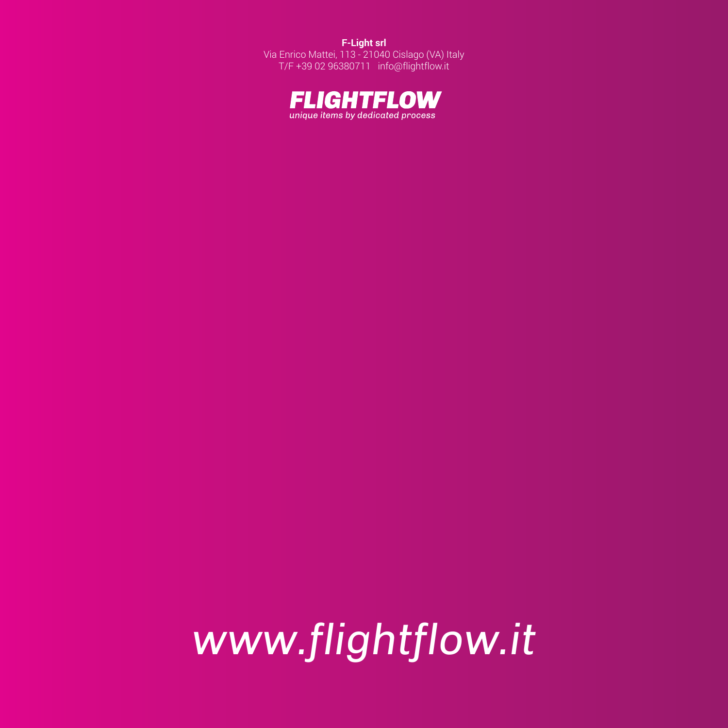**F-Light srl**
Via Enrico Mattei, 113 - 21040 Cislago (VA) Italy
T/F +39 02 96380711   info@flightflow.it

**FLIGHTFLOW**
*unique items by dedicated process*

*www.flightflow.it*